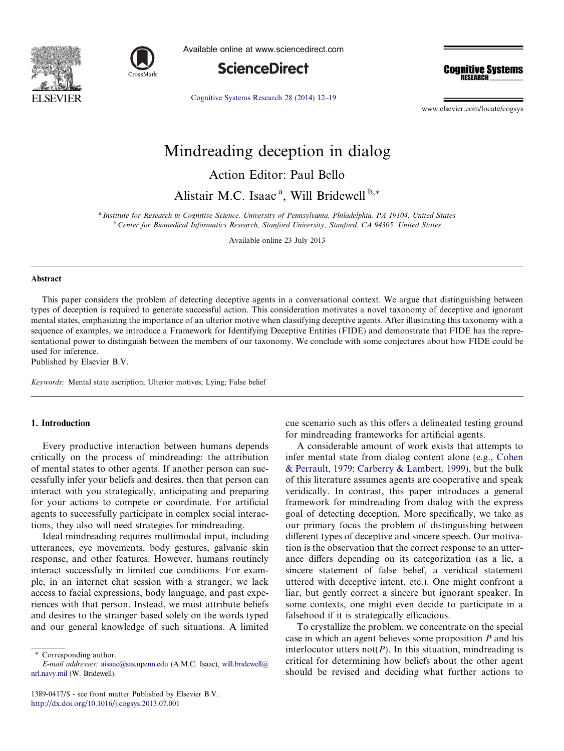# Mindreading deception in dialog

Action Editor: Paul Bello

Alistair M.C. Isaac [a], Will Bridewell [b,*]

[a] Institute for Research in Cognitive Science, University of Pennsylvania, Philadelphia, PA 19104, United States
[b] Center for Biomedical Informatics Research, Stanford University, Stanford, CA 94305, United States

Available online 23 July 2013

## Abstract

This paper considers the problem of detecting deceptive agents in a conversational context. We argue that distinguishing between types of deception is required to generate successful action. This consideration motivates a novel taxonomy of deceptive and ignorant mental states, emphasizing the importance of an ulterior motive when classifying deceptive agents. After illustrating this taxonomy with a sequence of examples, we introduce a Framework for Identifying Deceptive Entities (FIDE) and demonstrate that FIDE has the representational power to distinguish between the members of our taxonomy. We conclude with some conjectures about how FIDE could be used for inference.

Published by Elsevier B.V.

*Keywords:* Mental state ascription; Ulterior motives; Lying; False belief

## 1. Introduction

Every productive interaction between humans depends critically on the process of mindreading: the attribution of mental states to other agents. If another person can successfully infer your beliefs and desires, then that person can interact with you strategically, anticipating and preparing for your actions to compete or coordinate. For artificial agents to successfully participate in complex social interactions, they also will need strategies for mindreading.

Ideal mindreading requires multimodal input, including utterances, eye movements, body gestures, galvanic skin response, and other features. However, humans routinely interact successfully in limited cue conditions. For example, in an internet chat session with a stranger, we lack access to facial expressions, body language, and past experiences with that person. Instead, we must attribute beliefs and desires to the stranger based solely on the words typed and our general knowledge of such situations. A limited cue scenario such as this offers a delineated testing ground for mindreading frameworks for artificial agents.

A considerable amount of work exists that attempts to infer mental state from dialog content alone (e.g., Cohen & Perrault, 1979; Carberry & Lambert, 1999), but the bulk of this literature assumes agents are cooperative and speak veridically. In contrast, this paper introduces a general framework for mindreading from dialog with the express goal of detecting deception. More specifically, we take as our primary focus the problem of distinguishing between different types of deceptive and sincere speech. Our motivation is the observation that the correct response to an utterance differs depending on its categorization (as a lie, a sincere statement of false belief, a veridical statement uttered with deceptive intent, etc.). One might confront a liar, but gently correct a sincere but ignorant speaker. In some contexts, one might even decide to participate in a falsehood if it is strategically efficacious.

To crystallize the problem, we concentrate on the special case in which an agent believes some proposition $P$ and his interlocutor utters not($P$). In this situation, mindreading is critical for determining how beliefs about the other agent should be revised and deciding what further actions to

\* Corresponding author.
*E-mail addresses:* aisaac@sas.upenn.edu (A.M.C. Isaac), will.bridewell@nrl.navy.mil (W. Bridewell).

1389-0417/$ - see front matter Published by Elsevier B.V.
http://dx.doi.org/10.1016/j.cogsys.2013.07.001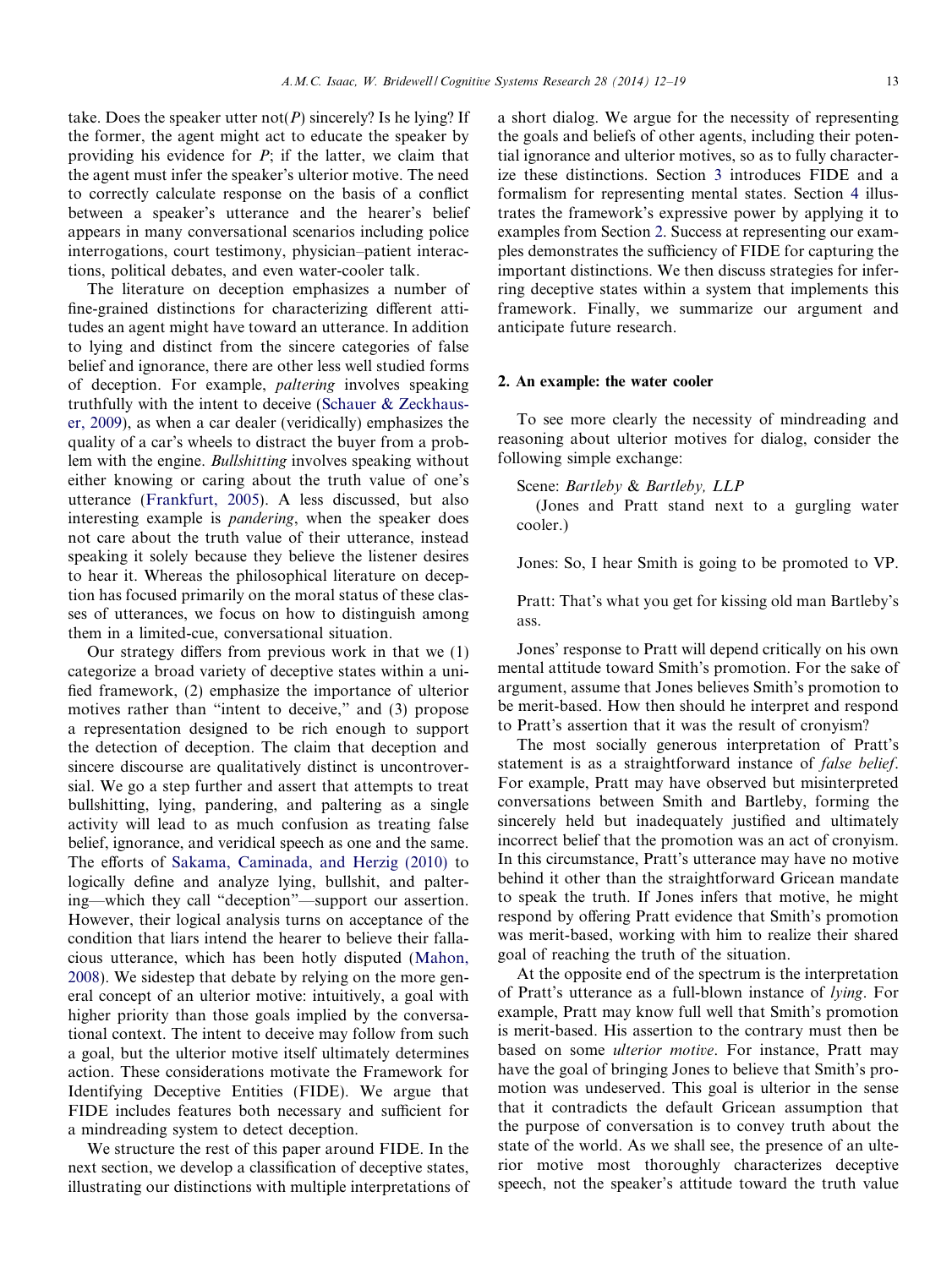take. Does the speaker utter not($P$) sincerely? Is he lying? If the former, the agent might act to educate the speaker by providing his evidence for $P$; if the latter, we claim that the agent must infer the speaker's ulterior motive. The need to correctly calculate response on the basis of a conflict between a speaker's utterance and the hearer's belief appears in many conversational scenarios including police interrogations, court testimony, physician–patient interactions, political debates, and even water-cooler talk.

The literature on deception emphasizes a number of fine-grained distinctions for characterizing different attitudes an agent might have toward an utterance. In addition to lying and distinct from the sincere categories of false belief and ignorance, there are other less well studied forms of deception. For example, *paltering* involves speaking truthfully with the intent to deceive (Schauer & Zeckhauser, 2009), as when a car dealer (veridically) emphasizes the quality of a car's wheels to distract the buyer from a problem with the engine. *Bullshitting* involves speaking without either knowing or caring about the truth value of one's utterance (Frankfurt, 2005). A less discussed, but also interesting example is *pandering*, when the speaker does not care about the truth value of their utterance, instead speaking it solely because they believe the listener desires to hear it. Whereas the philosophical literature on deception has focused primarily on the moral status of these classes of utterances, we focus on how to distinguish among them in a limited-cue, conversational situation.

Our strategy differs from previous work in that we (1) categorize a broad variety of deceptive states within a unified framework, (2) emphasize the importance of ulterior motives rather than "intent to deceive," and (3) propose a representation designed to be rich enough to support the detection of deception. The claim that deception and sincere discourse are qualitatively distinct is uncontroversial. We go a step further and assert that attempts to treat bullshitting, lying, pandering, and paltering as a single activity will lead to as much confusion as treating false belief, ignorance, and veridical speech as one and the same. The efforts of Sakama, Caminada, and Herzig (2010) to logically define and analyze lying, bullshit, and paltering—which they call "deception"—support our assertion. However, their logical analysis turns on acceptance of the condition that liars intend the hearer to believe their fallacious utterance, which has been hotly disputed (Mahon, 2008). We sidestep that debate by relying on the more general concept of an ulterior motive: intuitively, a goal with higher priority than those goals implied by the conversational context. The intent to deceive may follow from such a goal, but the ulterior motive itself ultimately determines action. These considerations motivate the Framework for Identifying Deceptive Entities (FIDE). We argue that FIDE includes features both necessary and sufficient for a mindreading system to detect deception.

We structure the rest of this paper around FIDE. In the next section, we develop a classification of deceptive states, illustrating our distinctions with multiple interpretations of a short dialog. We argue for the necessity of representing the goals and beliefs of other agents, including their potential ignorance and ulterior motives, so as to fully characterize these distinctions. Section 3 introduces FIDE and a formalism for representing mental states. Section 4 illustrates the framework's expressive power by applying it to examples from Section 2. Success at representing our examples demonstrates the sufficiency of FIDE for capturing the important distinctions. We then discuss strategies for inferring deceptive states within a system that implements this framework. Finally, we summarize our argument and anticipate future research.

## 2. An example: the water cooler

To see more clearly the necessity of mindreading and reasoning about ulterior motives for dialog, consider the following simple exchange:

Scene: *Bartleby & Bartleby, LLP*

(Jones and Pratt stand next to a gurgling water cooler.)

Jones: So, I hear Smith is going to be promoted to VP.

Pratt: That's what you get for kissing old man Bartleby's ass.

Jones' response to Pratt will depend critically on his own mental attitude toward Smith's promotion. For the sake of argument, assume that Jones believes Smith's promotion to be merit-based. How then should he interpret and respond to Pratt's assertion that it was the result of cronyism?

The most socially generous interpretation of Pratt's statement is as a straightforward instance of *false belief*. For example, Pratt may have observed but misinterpreted conversations between Smith and Bartleby, forming the sincerely held but inadequately justified and ultimately incorrect belief that the promotion was an act of cronyism. In this circumstance, Pratt's utterance may have no motive behind it other than the straightforward Gricean mandate to speak the truth. If Jones infers that motive, he might respond by offering Pratt evidence that Smith's promotion was merit-based, working with him to realize their shared goal of reaching the truth of the situation.

At the opposite end of the spectrum is the interpretation of Pratt's utterance as a full-blown instance of *lying*. For example, Pratt may know full well that Smith's promotion is merit-based. His assertion to the contrary must then be based on some *ulterior motive*. For instance, Pratt may have the goal of bringing Jones to believe that Smith's promotion was undeserved. This goal is ulterior in the sense that it contradicts the default Gricean assumption that the purpose of conversation is to convey truth about the state of the world. As we shall see, the presence of an ulterior motive most thoroughly characterizes deceptive speech, not the speaker's attitude toward the truth value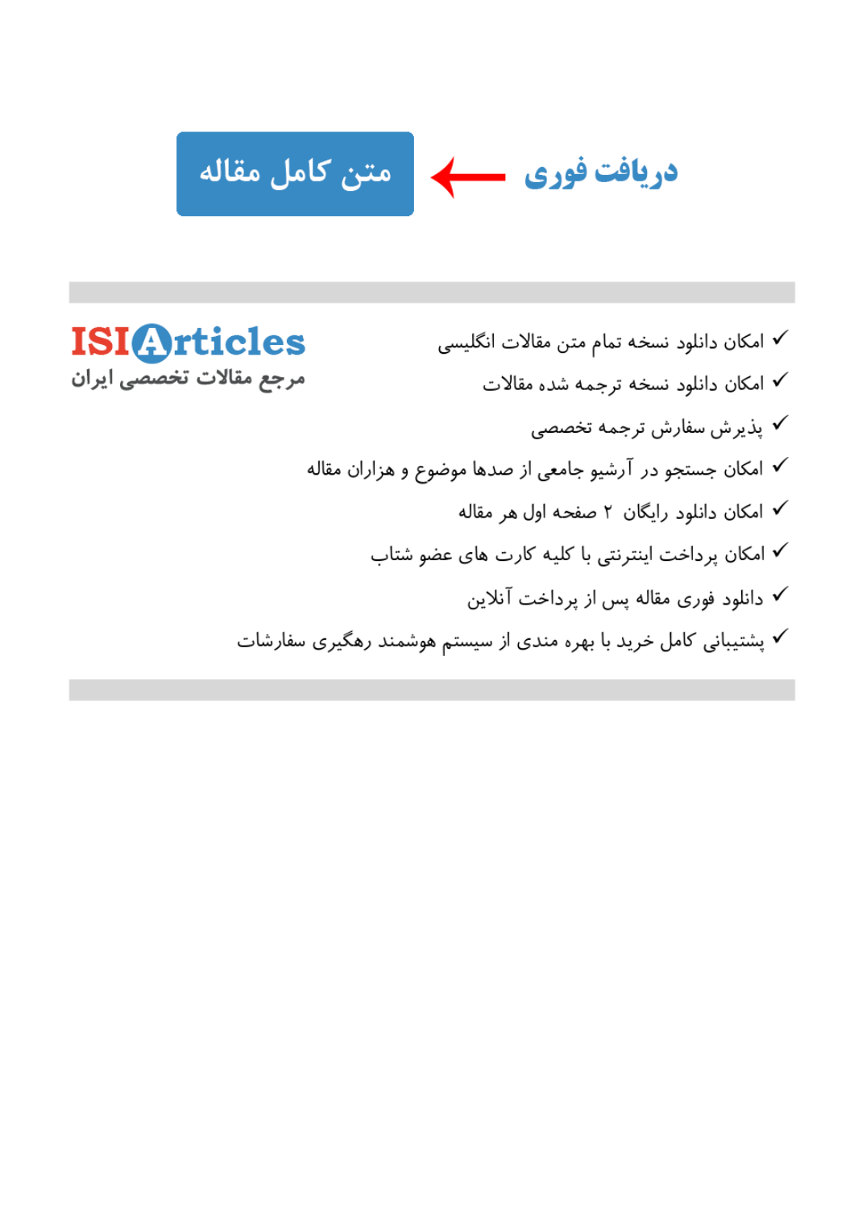دریافت فوری ← متن کامل مقاله

**ISIArticles**
مرجع مقالات تخصصی ایران

- ✓ امکان دانلود نسخه تمام متن مقالات انگلیسی
- ✓ امکان دانلود نسخه ترجمه شده مقالات
- ✓ پذیرش سفارش ترجمه تخصصی
- ✓ امکان جستجو در آرشیو جامعی از صدها موضوع و هزاران مقاله
- ✓ امکان دانلود رایگان ۲ صفحه اول هر مقاله
- ✓ امکان پرداخت اینترنتی با کلیه کارت های عضو شتاب
- ✓ دانلود فوری مقاله پس از پرداخت آنلاین
- ✓ پشتیبانی کامل خرید با بهره مندی از سیستم هوشمند رهگیری سفارشات